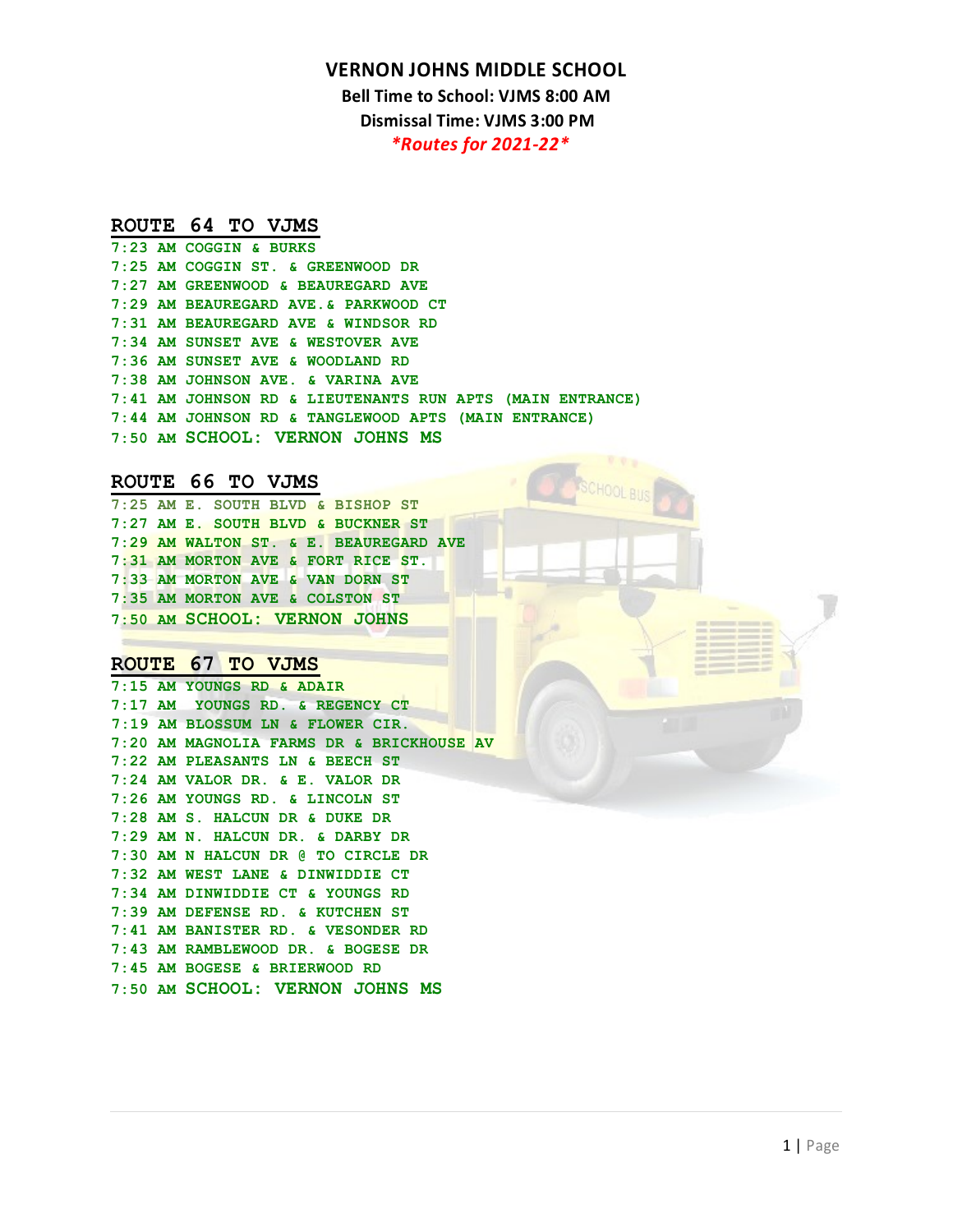# VERNON JOHNS MIDDLE SCHOOL

**Bell Time to School: VJMS 8:00 AM**

**Dismissal Time: VJMS 3:00 PM**

***Routes for 2021-22***

## ROUTE 64 TO VJMS

7:23 AM COGGIN & BURKS
7:25 AM COGGIN ST. & GREENWOOD DR
7:27 AM GREENWOOD & BEAUREGARD AVE
7:29 AM BEAUREGARD AVE.& PARKWOOD CT
7:31 AM BEAUREGARD AVE & WINDSOR RD
7:34 AM SUNSET AVE & WESTOVER AVE
7:36 AM SUNSET AVE & WOODLAND RD
7:38 AM JOHNSON AVE. & VARINA AVE
7:41 AM JOHNSON RD & LIEUTENANTS RUN APTS (MAIN ENTRANCE)
7:44 AM JOHNSON RD & TANGLEWOOD APTS (MAIN ENTRANCE)
7:50 AM SCHOOL: VERNON JOHNS MS

## ROUTE 66 TO VJMS

7:25 AM E. SOUTH BLVD & BISHOP ST
7:27 AM E. SOUTH BLVD & BUCKNER ST
7:29 AM WALTON ST. & E. BEAUREGARD AVE
7:31 AM MORTON AVE & FORT RICE ST.
7:33 AM MORTON AVE & VAN DORN ST
7:35 AM MORTON AVE & COLSTON ST
7:50 AM SCHOOL: VERNON JOHNS

## ROUTE 67 TO VJMS

7:15 AM YOUNGS RD & ADAIR
7:17 AM YOUNGS RD. & REGENCY CT
7:19 AM BLOSSUM LN & FLOWER CIR.
7:20 AM MAGNOLIA FARMS DR & BRICKHOUSE AV
7:22 AM PLEASANTS LN & BEECH ST
7:24 AM VALOR DR. & E. VALOR DR
7:26 AM YOUNGS RD. & LINCOLN ST
7:28 AM S. HALCUN DR & DUKE DR
7:29 AM N. HALCUN DR. & DARBY DR
7:30 AM N HALCUN DR @ TO CIRCLE DR
7:32 AM WEST LANE & DINWIDDIE CT
7:34 AM DINWIDDIE CT & YOUNGS RD
7:39 AM DEFENSE RD. & KUTCHEN ST
7:41 AM BANISTER RD. & VESONDER RD
7:43 AM RAMBLEWOOD DR. & BOGESE DR
7:45 AM BOGESE & BRIERWOOD RD
7:50 AM SCHOOL: VERNON JOHNS MS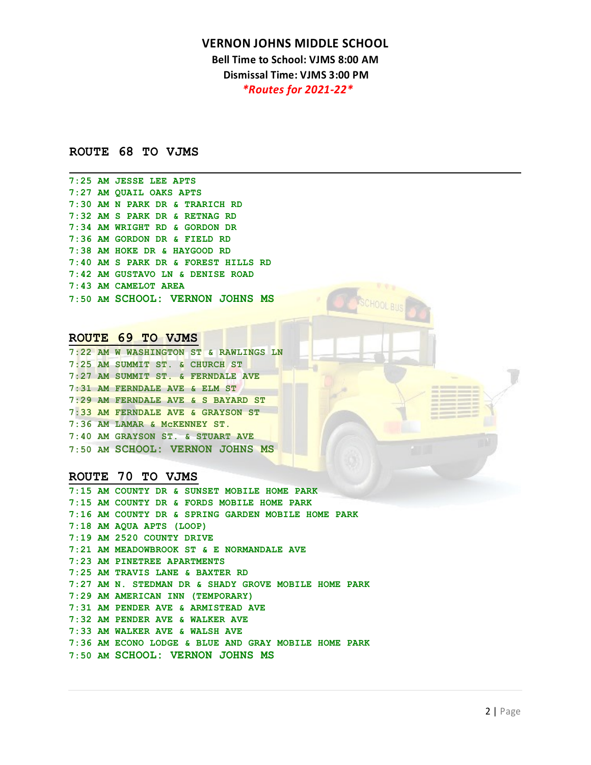# VERNON JOHNS MIDDLE SCHOOL

**Bell Time to School: VJMS 8:00 AM**

**Dismissal Time: VJMS 3:00 PM**

***Routes for 2021-22***

## ROUTE 68 TO VJMS

7:25 AM JESSE LEE APTS
7:27 AM QUAIL OAKS APTS
7:30 AM N PARK DR & TRARICH RD
7:32 AM S PARK DR & RETNAG RD
7:34 AM WRIGHT RD & GORDON DR
7:36 AM GORDON DR & FIELD RD
7:38 AM HOKE DR & HAYGOOD RD
7:40 AM S PARK DR & FOREST HILLS RD
7:42 AM GUSTAVO LN & DENISE ROAD
7:43 AM CAMELOT AREA
7:50 AM SCHOOL: VERNON JOHNS MS

## ROUTE 69 TO VJMS

7:22 AM W WASHINGTON ST & RAWLINGS LN
7:25 AM SUMMIT ST. & CHURCH ST
7:27 AM SUMMIT ST. & FERNDALE AVE
7:31 AM FERNDALE AVE & ELM ST
7:29 AM FERNDALE AVE & S BAYARD ST
7:33 AM FERNDALE AVE & GRAYSON ST
7:36 AM LAMAR & McKENNEY ST.
7:40 AM GRAYSON ST. & STUART AVE
7:50 AM SCHOOL: VERNON JOHNS MS

## ROUTE 70 TO VJMS

7:15 AM COUNTY DR & SUNSET MOBILE HOME PARK
7:15 AM COUNTY DR & FORDS MOBILE HOME PARK
7:16 AM COUNTY DR & SPRING GARDEN MOBILE HOME PARK
7:18 AM AQUA APTS (LOOP)
7:19 AM 2520 COUNTY DRIVE
7:21 AM MEADOWBROOK ST & E NORMANDALE AVE
7:23 AM PINETREE APARTMENTS
7:25 AM TRAVIS LANE & BAXTER RD
7:27 AM N. STEDMAN DR & SHADY GROVE MOBILE HOME PARK
7:29 AM AMERICAN INN (TEMPORARY)
7:31 AM PENDER AVE & ARMISTEAD AVE
7:32 AM PENDER AVE & WALKER AVE
7:33 AM WALKER AVE & WALSH AVE
7:36 AM ECONO LODGE & BLUE AND GRAY MOBILE HOME PARK
7:50 AM SCHOOL: VERNON JOHNS MS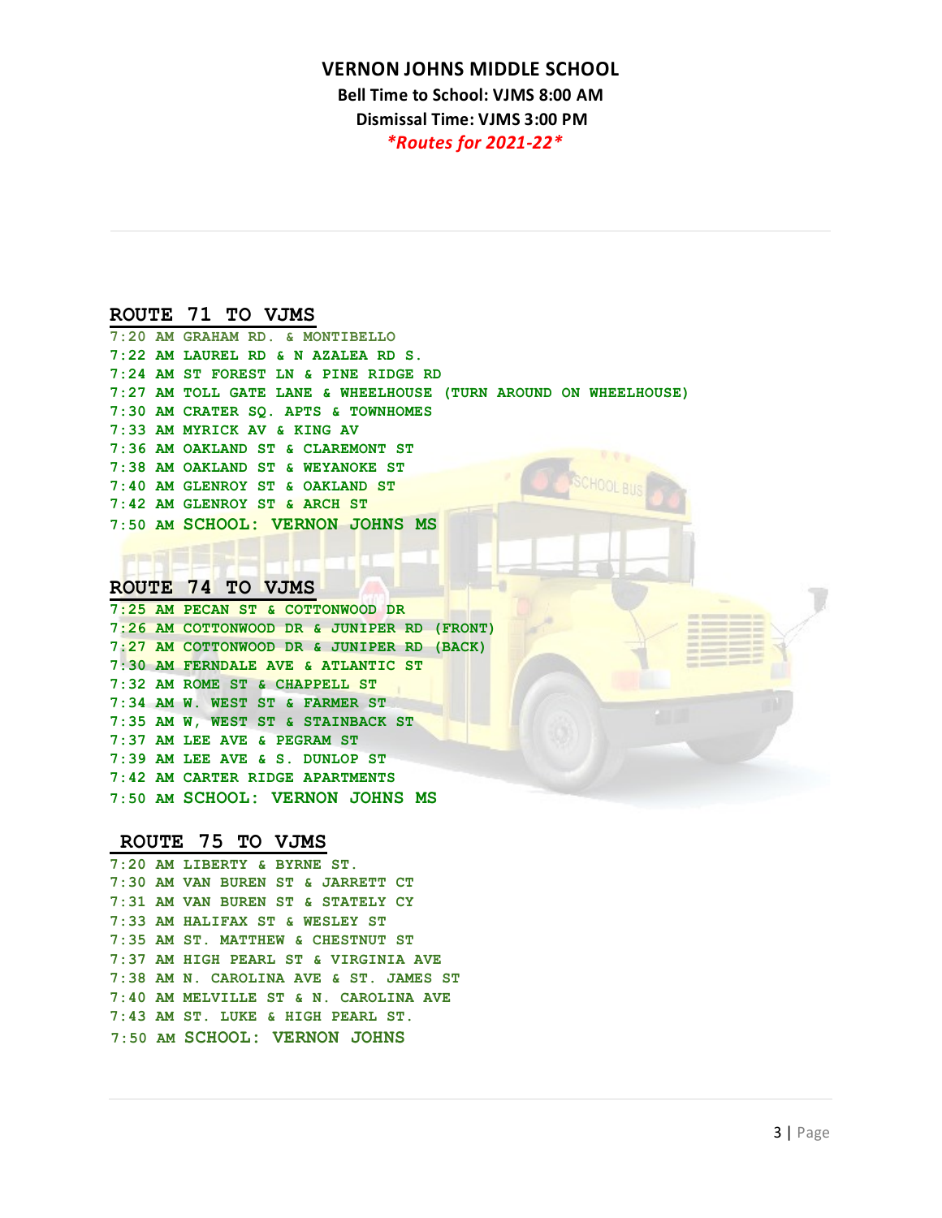# VERNON JOHNS MIDDLE SCHOOL

**Bell Time to School: VJMS 8:00 AM**

**Dismissal Time: VJMS 3:00 PM**

***Routes for 2021-22***

## ROUTE 71 TO VJMS

7:20 AM GRAHAM RD. & MONTIBELLO
7:22 AM LAUREL RD & N AZALEA RD S.
7:24 AM ST FOREST LN & PINE RIDGE RD
7:27 AM TOLL GATE LANE & WHEELHOUSE (TURN AROUND ON WHEELHOUSE)
7:30 AM CRATER SQ. APTS & TOWNHOMES
7:33 AM MYRICK AV & KING AV
7:36 AM OAKLAND ST & CLAREMONT ST
7:38 AM OAKLAND ST & WEYANOKE ST
7:40 AM GLENROY ST & OAKLAND ST
7:42 AM GLENROY ST & ARCH ST
7:50 AM SCHOOL: VERNON JOHNS MS

## ROUTE 74 TO VJMS

7:25 AM PECAN ST & COTTONWOOD DR
7:26 AM COTTONWOOD DR & JUNIPER RD (FRONT)
7:27 AM COTTONWOOD DR & JUNIPER RD (BACK)
7:30 AM FERNDALE AVE & ATLANTIC ST
7:32 AM ROME ST & CHAPPELL ST
7:34 AM W. WEST ST & FARMER ST
7:35 AM W, WEST ST & STAINBACK ST
7:37 AM LEE AVE & PEGRAM ST
7:39 AM LEE AVE & S. DUNLOP ST
7:42 AM CARTER RIDGE APARTMENTS
7:50 AM SCHOOL: VERNON JOHNS MS

## ROUTE 75 TO VJMS

7:20 AM LIBERTY & BYRNE ST.
7:30 AM VAN BUREN ST & JARRETT CT
7:31 AM VAN BUREN ST & STATELY CY
7:33 AM HALIFAX ST & WESLEY ST
7:35 AM ST. MATTHEW & CHESTNUT ST
7:37 AM HIGH PEARL ST & VIRGINIA AVE
7:38 AM N. CAROLINA AVE & ST. JAMES ST
7:40 AM MELVILLE ST & N. CAROLINA AVE
7:43 AM ST. LUKE & HIGH PEARL ST.
7:50 AM SCHOOL: VERNON JOHNS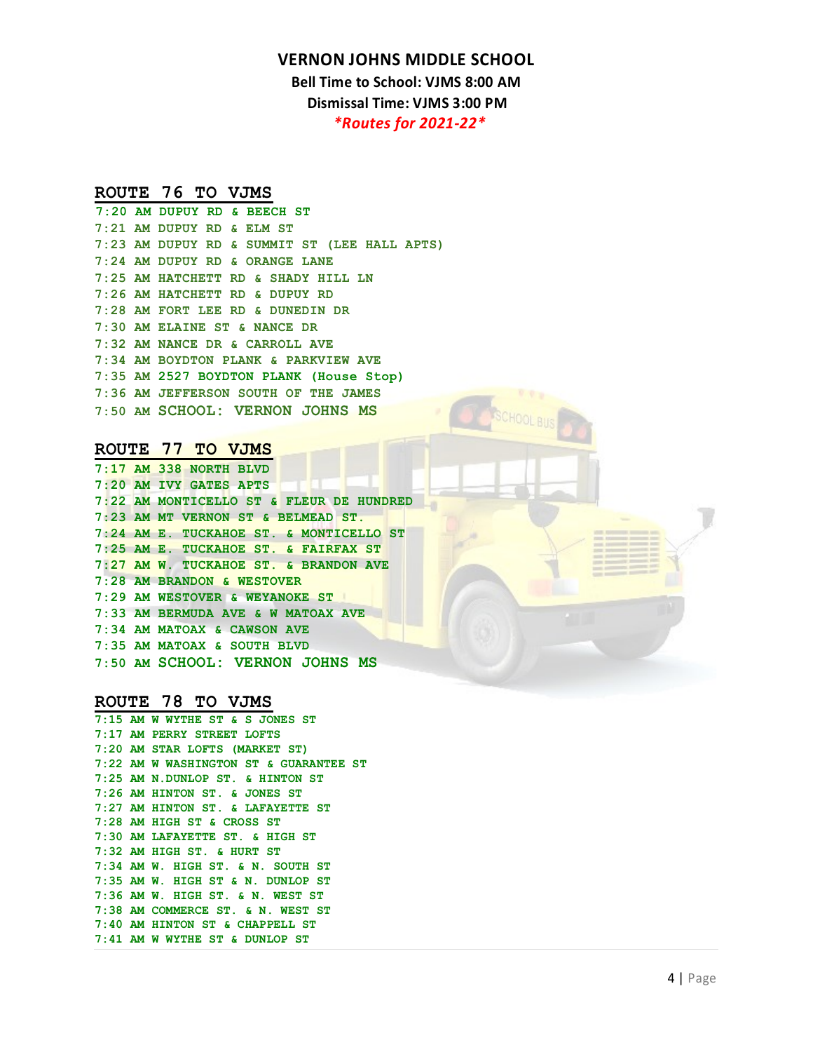# VERNON JOHNS MIDDLE SCHOOL

**Bell Time to School: VJMS 8:00 AM**

**Dismissal Time: VJMS 3:00 PM**

***Routes for 2021-22***

## ROUTE 76 TO VJMS

7:20 AM DUPUY RD & BEECH ST
7:21 AM DUPUY RD & ELM ST
7:23 AM DUPUY RD & SUMMIT ST (LEE HALL APTS)
7:24 AM DUPUY RD & ORANGE LANE
7:25 AM HATCHETT RD & SHADY HILL LN
7:26 AM HATCHETT RD & DUPUY RD
7:28 AM FORT LEE RD & DUNEDIN DR
7:30 AM ELAINE ST & NANCE DR
7:32 AM NANCE DR & CARROLL AVE
7:34 AM BOYDTON PLANK & PARKVIEW AVE
7:35 AM 2527 BOYDTON PLANK (House Stop)
7:36 AM JEFFERSON SOUTH OF THE JAMES
7:50 AM SCHOOL: VERNON JOHNS MS

## ROUTE 77 TO VJMS

7:17 AM 338 NORTH BLVD
7:20 AM IVY GATES APTS
7:22 AM MONTICELLO ST & FLEUR DE HUNDRED
7:23 AM MT VERNON ST & BELMEAD ST.
7:24 AM E. TUCKAHOE ST. & MONTICELLO ST
7:25 AM E. TUCKAHOE ST. & FAIRFAX ST
7:27 AM W. TUCKAHOE ST. & BRANDON AVE
7:28 AM BRANDON & WESTOVER
7:29 AM WESTOVER & WEYANOKE ST
7:33 AM BERMUDA AVE & W MATOAX AVE
7:34 AM MATOAX & CAWSON AVE
7:35 AM MATOAX & SOUTH BLVD
7:50 AM SCHOOL: VERNON JOHNS MS

## ROUTE 78 TO VJMS

7:15 AM W WYTHE ST & S JONES ST
7:17 AM PERRY STREET LOFTS
7:20 AM STAR LOFTS (MARKET ST)
7:22 AM W WASHINGTON ST & GUARANTEE ST
7:25 AM N.DUNLOP ST. & HINTON ST
7:26 AM HINTON ST. & JONES ST
7:27 AM HINTON ST. & LAFAYETTE ST
7:28 AM HIGH ST & CROSS ST
7:30 AM LAFAYETTE ST. & HIGH ST
7:32 AM HIGH ST. & HURT ST
7:34 AM W. HIGH ST. & N. SOUTH ST
7:35 AM W. HIGH ST & N. DUNLOP ST
7:36 AM W. HIGH ST. & N. WEST ST
7:38 AM COMMERCE ST. & N. WEST ST
7:40 AM HINTON ST & CHAPPELL ST
7:41 AM W WYTHE ST & DUNLOP ST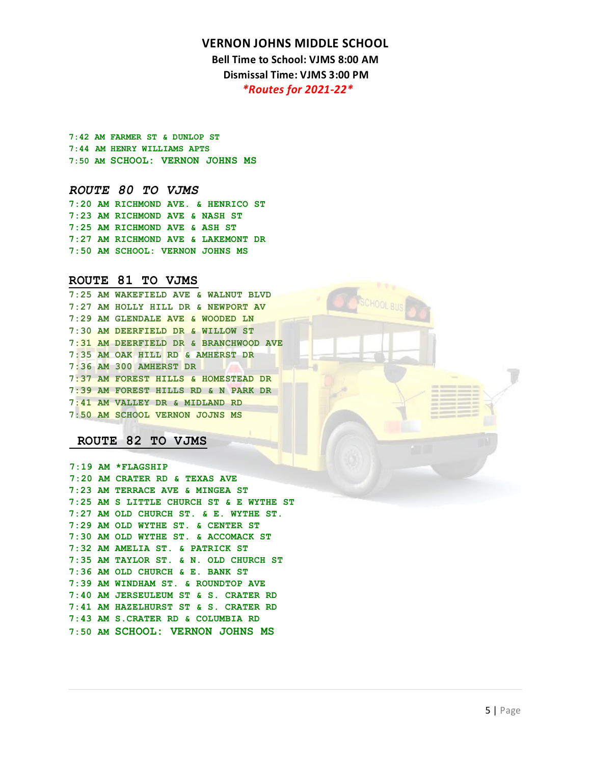# VERNON JOHNS MIDDLE SCHOOL

**Bell Time to School: VJMS 8:00 AM**

**Dismissal Time: VJMS 3:00 PM**

***Routes for 2021-22***

7:42 AM FARMER ST & DUNLOP ST
7:44 AM HENRY WILLIAMS APTS
7:50 AM SCHOOL: VERNON JOHNS MS

## *ROUTE 80 TO VJMS*

7:20 AM RICHMOND AVE. & HENRICO ST
7:23 AM RICHMOND AVE & NASH ST
7:25 AM RICHMOND AVE & ASH ST
7:27 AM RICHMOND AVE & LAKEMONT DR
7:50 AM SCHOOL: VERNON JOHNS MS

## ROUTE 81 TO VJMS

7:25 AM WAKEFIELD AVE & WALNUT BLVD
7:27 AM HOLLY HILL DR & NEWPORT AV
7:29 AM GLENDALE AVE & WOODED LN
7:30 AM DEERFIELD DR & WILLOW ST
7:31 AM DEERFIELD DR & BRANCHWOOD AVE
7:35 AM OAK HILL RD & AMHERST DR
7:36 AM 300 AMHERST DR
7:37 AM FOREST HILLS & HOMESTEAD DR
7:39 AM FOREST HILLS RD & N PARK DR
7:41 AM VALLEY DR & MIDLAND RD
7:50 AM SCHOOL VERNON JOJNS MS

## ROUTE 82 TO VJMS

7:19 AM *FLAGSHIP
7:20 AM CRATER RD & TEXAS AVE
7:23 AM TERRACE AVE & MINGEA ST
7:25 AM S LITTLE CHURCH ST & E WYTHE ST
7:27 AM OLD CHURCH ST. & E. WYTHE ST.
7:29 AM OLD WYTHE ST. & CENTER ST
7:30 AM OLD WYTHE ST. & ACCOMACK ST
7:32 AM AMELIA ST. & PATRICK ST
7:35 AM TAYLOR ST. & N. OLD CHURCH ST
7:36 AM OLD CHURCH & E. BANK ST
7:39 AM WINDHAM ST. & ROUNDTOP AVE
7:40 AM JERSEULEUM ST & S. CRATER RD
7:41 AM HAZELHURST ST & S. CRATER RD
7:43 AM S.CRATER RD & COLUMBIA RD
7:50 AM SCHOOL: VERNON JOHNS MS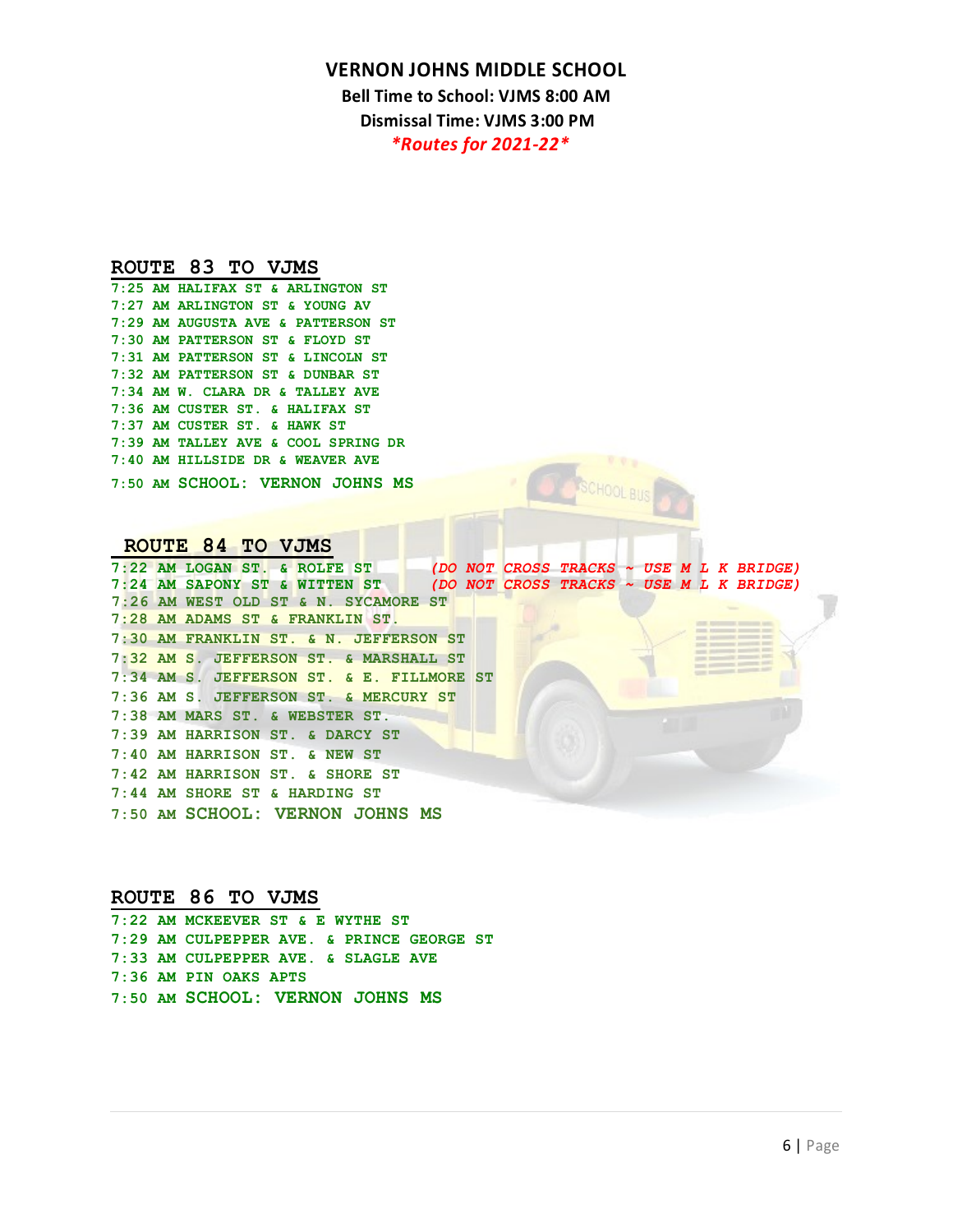# VERNON JOHNS MIDDLE SCHOOL

**Bell Time to School: VJMS 8:00 AM**

**Dismissal Time: VJMS 3:00 PM**

***Routes for 2021-22***

## ROUTE 83 TO VJMS

7:25 AM HALIFAX ST & ARLINGTON ST
7:27 AM ARLINGTON ST & YOUNG AV
7:29 AM AUGUSTA AVE & PATTERSON ST
7:30 AM PATTERSON ST & FLOYD ST
7:31 AM PATTERSON ST & LINCOLN ST
7:32 AM PATTERSON ST & DUNBAR ST
7:34 AM W. CLARA DR & TALLEY AVE
7:36 AM CUSTER ST. & HALIFAX ST
7:37 AM CUSTER ST. & HAWK ST
7:39 AM TALLEY AVE & COOL SPRING DR
7:40 AM HILLSIDE DR & WEAVER AVE
7:50 AM SCHOOL: VERNON JOHNS MS

## ROUTE 84 TO VJMS

7:22 AM LOGAN ST. & ROLFE ST *(DO NOT CROSS TRACKS ~ USE M L K BRIDGE)*
7:24 AM SAPONY ST & WITTEN ST *(DO NOT CROSS TRACKS ~ USE M L K BRIDGE)*
7:26 AM WEST OLD ST & N. SYCAMORE ST
7:28 AM ADAMS ST & FRANKLIN ST.
7:30 AM FRANKLIN ST. & N. JEFFERSON ST
7:32 AM S. JEFFERSON ST. & MARSHALL ST
7:34 AM S. JEFFERSON ST. & E. FILLMORE ST
7:36 AM S. JEFFERSON ST. & MERCURY ST
7:38 AM MARS ST. & WEBSTER ST.
7:39 AM HARRISON ST. & DARCY ST
7:40 AM HARRISON ST. & NEW ST
7:42 AM HARRISON ST. & SHORE ST
7:44 AM SHORE ST & HARDING ST
7:50 AM SCHOOL: VERNON JOHNS MS

## ROUTE 86 TO VJMS

7:22 AM MCKEEVER ST & E WYTHE ST
7:29 AM CULPEPPER AVE. & PRINCE GEORGE ST
7:33 AM CULPEPPER AVE. & SLAGLE AVE
7:36 AM PIN OAKS APTS
7:50 AM SCHOOL: VERNON JOHNS MS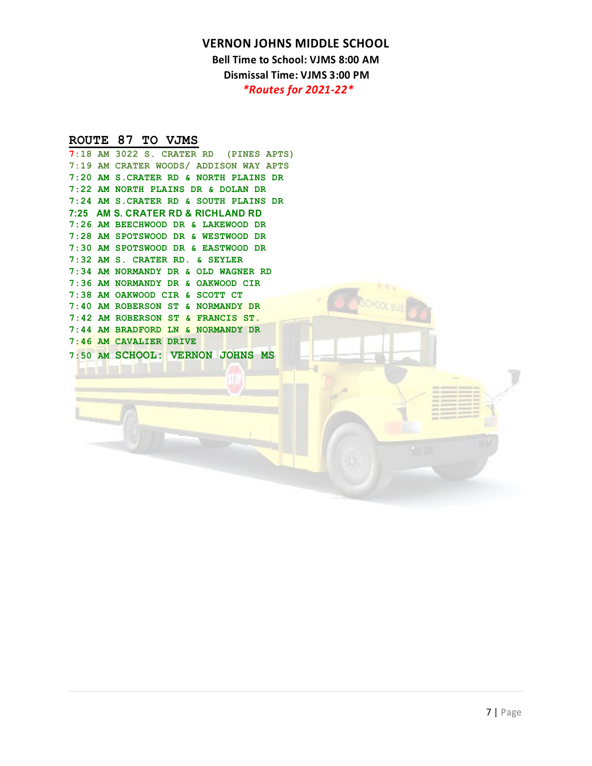# VERNON JOHNS MIDDLE SCHOOL

**Bell Time to School: VJMS 8:00 AM**

**Dismissal Time: VJMS 3:00 PM**

***Routes for 2021-22***

## ROUTE 87 TO VJMS

7:18 AM 3022 S. CRATER RD (PINES APTS)
7:19 AM CRATER WOODS/ ADDISON WAY APTS
7:20 AM S.CRATER RD & NORTH PLAINS DR
7:22 AM NORTH PLAINS DR & DOLAN DR
7:24 AM S.CRATER RD & SOUTH PLAINS DR
7:25 AM S. CRATER RD & RICHLAND RD
7:26 AM BEECHWOOD DR & LAKEWOOD DR
7:28 AM SPOTSWOOD DR & WESTWOOD DR
7:30 AM SPOTSWOOD DR & EASTWOOD DR
7:32 AM S. CRATER RD. & SEYLER
7:34 AM NORMANDY DR & OLD WAGNER RD
7:36 AM NORMANDY DR & OAKWOOD CIR
7:38 AM OAKWOOD CIR & SCOTT CT
7:40 AM ROBERSON ST & NORMANDY DR
7:42 AM ROBERSON ST & FRANCIS ST.
7:44 AM BRADFORD LN & NORMANDY DR
7:46 AM CAVALIER DRIVE
7:50 AM SCHOOL: VERNON JOHNS MS